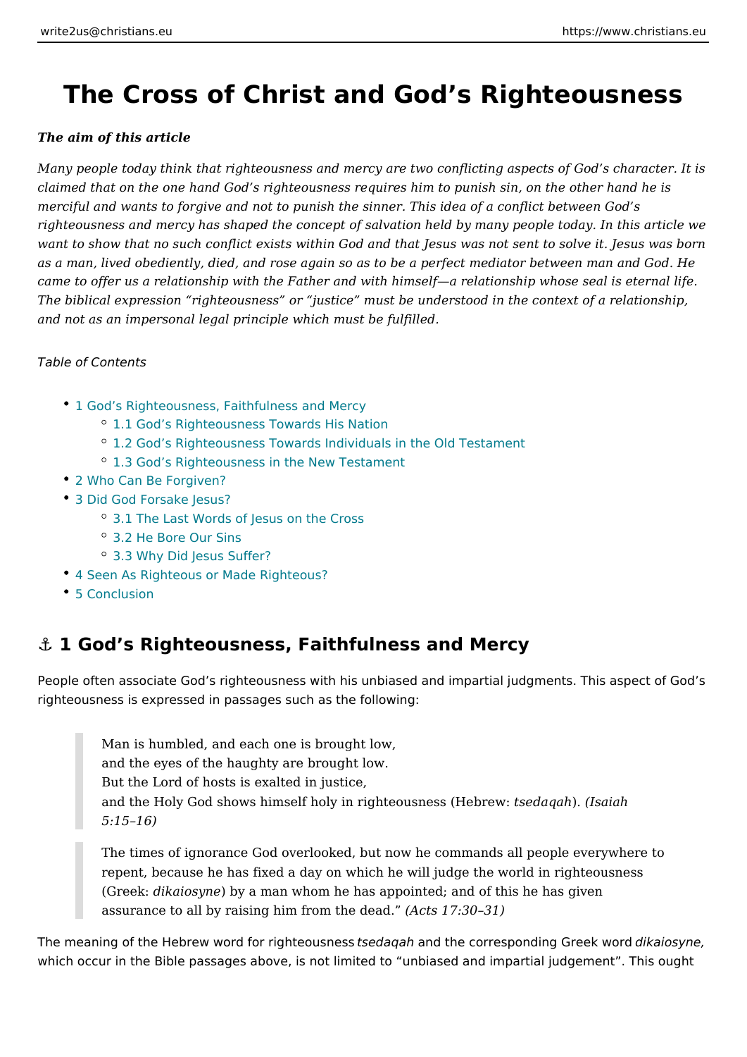# The Cross of Christ and God's Righteousness

***The aim of this article***

*Many people today think that righteousness and mercy are two conflicting aspects of God's character. It is claimed that on the one hand God's righteousness requires him to punish sin, on the other hand he is merciful and wants to forgive and not to punish the sinner. This idea of a conflict between God's righteousness and mercy has shaped the concept of salvation held by many people today. In this article we want to show that no such conflict exists within God and that Jesus was not sent to solve it. Jesus was born as a man, lived obediently, died, and rose again so as to be a perfect mediator between man and God. He came to offer us a relationship with the Father and with himself—a relationship whose seal is eternal life. The biblical expression "righteousness" or "justice" must be understood in the context of a relationship, and not as an impersonal legal principle which must be fulfilled.*

*Table of Contents*

- 1 God's Righteousness, Faithfulness and Mercy
  - 1.1 God's Righteousness Towards His Nation
  - 1.2 God's Righteousness Towards Individuals in the Old Testament
  - 1.3 God's Righteousness in the New Testament
- 2 Who Can Be Forgiven?
- 3 Did God Forsake Jesus?
  - 3.1 The Last Words of Jesus on the Cross
  - 3.2 He Bore Our Sins
  - 3.3 Why Did Jesus Suffer?
- 4 Seen As Righteous or Made Righteous?
- 5 Conclusion

## ⚓ 1 God's Righteousness, Faithfulness and Mercy

People often associate God's righteousness with his unbiased and impartial judgments. This aspect of God's righteousness is expressed in passages such as the following:

> Man is humbled, and each one is brought low,
> and the eyes of the haughty are brought low.
> But the Lord of hosts is exalted in justice,
> and the Holy God shows himself holy in righteousness (Hebrew: *tsedaqah*). *(Isaiah 5:15–16)*

> The times of ignorance God overlooked, but now he commands all people everywhere to repent, because he has fixed a day on which he will judge the world in righteousness (Greek: *dikaiosyne*) by a man whom he has appointed; and of this he has given assurance to all by raising him from the dead." *(Acts 17:30–31)*

The meaning of the Hebrew word for righteousness *tsedaqah* and the corresponding Greek word *dikaiosyne,* which occur in the Bible passages above, is not limited to "unbiased and impartial judgement". This ought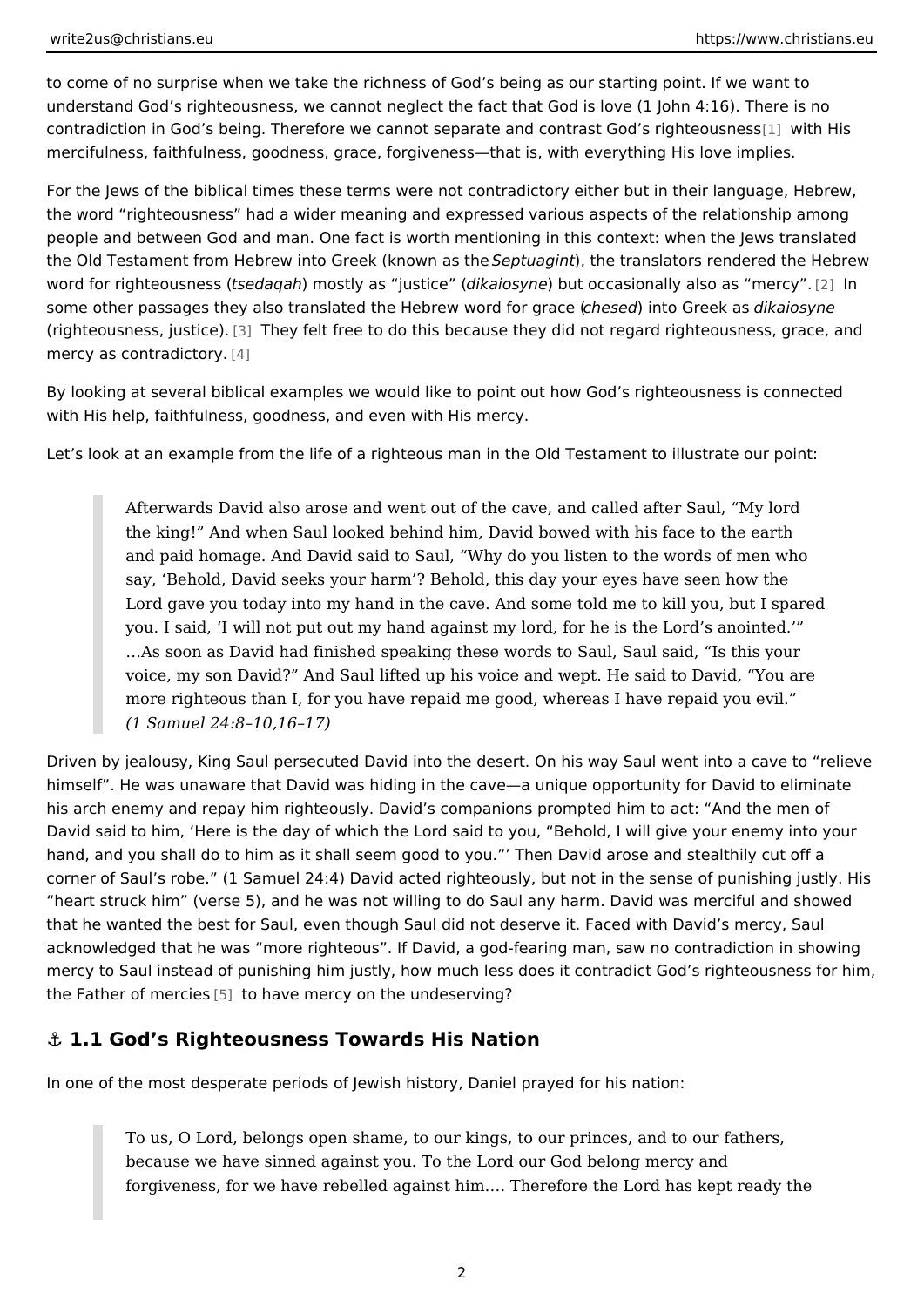to come of no surprise when we take the richness of God's being as our starting point. If we want to understand God's righteousness, we cannot neglect the fact that God is love (1 John 4:16). There is no contradiction in God's being. Therefore we cannot separate and contrast God's righteousness[1] with His mercifulness, faithfulness, goodness, grace, forgiveness—that is, with everything His love implies.

For the Jews of the biblical times these terms were not contradictory either but in their language, Hebrew, the word "righteousness" had a wider meaning and expressed various aspects of the relationship among people and between God and man. One fact is worth mentioning in this context: when the Jews translated the Old Testament from Hebrew into Greek (known as the *Septuagint*), the translators rendered the Hebrew word for righteousness (*tsedaqah*) mostly as "justice" (*dikaiosyne*) but occasionally also as "mercy".[2] In some other passages they also translated the Hebrew word for grace (*chesed*) into Greek as *dikaiosyne* (righteousness, justice).[3] They felt free to do this because they did not regard righteousness, grace, and mercy as contradictory.[4]

By looking at several biblical examples we would like to point out how God's righteousness is connected with His help, faithfulness, goodness, and even with His mercy.

Let's look at an example from the life of a righteous man in the Old Testament to illustrate our point:

> Afterwards David also arose and went out of the cave, and called after Saul, "My lord the king!" And when Saul looked behind him, David bowed with his face to the earth and paid homage. And David said to Saul, "Why do you listen to the words of men who say, 'Behold, David seeks your harm'? Behold, this day your eyes have seen how the Lord gave you today into my hand in the cave. And some told me to kill you, but I spared you. I said, 'I will not put out my hand against my lord, for he is the Lord's anointed.'" …As soon as David had finished speaking these words to Saul, Saul said, "Is this your voice, my son David?" And Saul lifted up his voice and wept. He said to David, "You are more righteous than I, for you have repaid me good, whereas I have repaid you evil."
> *(1 Samuel 24:8–10,16–17)*

Driven by jealousy, King Saul persecuted David into the desert. On his way Saul went into a cave to "relieve himself". He was unaware that David was hiding in the cave—a unique opportunity for David to eliminate his arch enemy and repay him righteously. David's companions prompted him to act: "And the men of David said to him, 'Here is the day of which the Lord said to you, "Behold, I will give your enemy into your hand, and you shall do to him as it shall seem good to you."' Then David arose and stealthily cut off a corner of Saul's robe." (1 Samuel 24:4) David acted righteously, but not in the sense of punishing justly. His "heart struck him" (verse 5), and he was not willing to do Saul any harm. David was merciful and showed that he wanted the best for Saul, even though Saul did not deserve it. Faced with David's mercy, Saul acknowledged that he was "more righteous". If David, a god-fearing man, saw no contradiction in showing mercy to Saul instead of punishing him justly, how much less does it contradict God's righteousness for him, the Father of mercies[5] to have mercy on the undeserving?

## ⚓ 1.1 God's Righteousness Towards His Nation

In one of the most desperate periods of Jewish history, Daniel prayed for his nation:

> To us, O Lord, belongs open shame, to our kings, to our princes, and to our fathers, because we have sinned against you. To the Lord our God belong mercy and forgiveness, for we have rebelled against him.… Therefore the Lord has kept ready the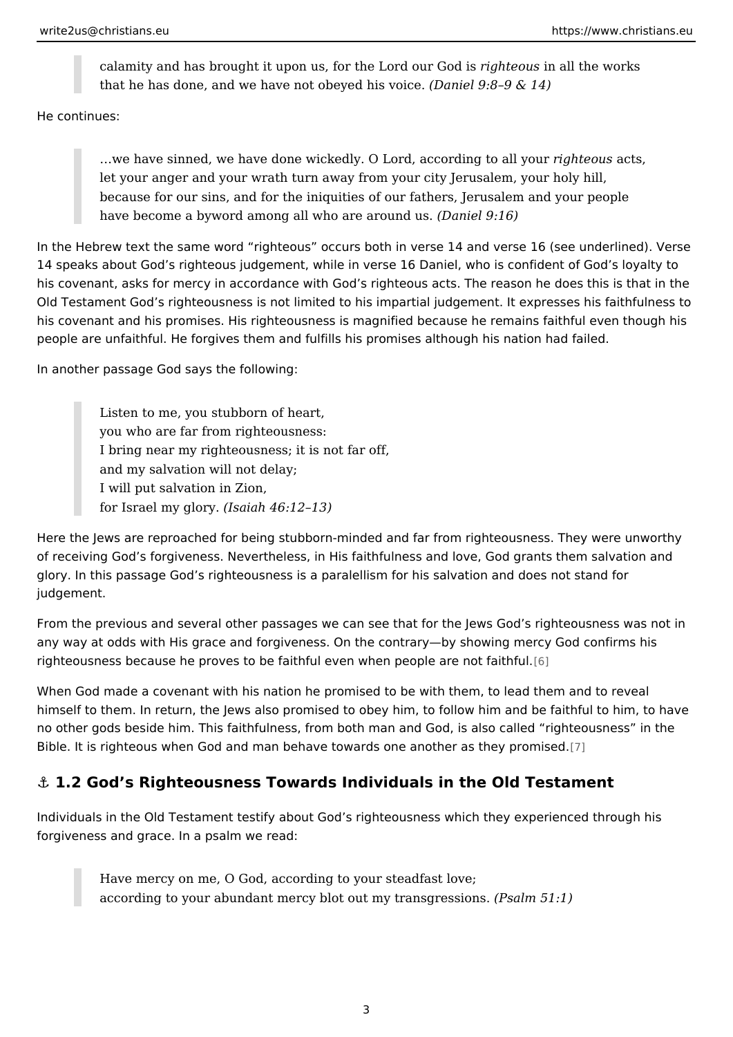> calamity and has brought it upon us, for the Lord our God is *righteous* in all the works that he has done, and we have not obeyed his voice. *(Daniel 9:8–9 & 14)*

He continues:

> …we have sinned, we have done wickedly. O Lord, according to all your *righteous* acts, let your anger and your wrath turn away from your city Jerusalem, your holy hill, because for our sins, and for the iniquities of our fathers, Jerusalem and your people have become a byword among all who are around us. *(Daniel 9:16)*

In the Hebrew text the same word "righteous" occurs both in verse 14 and verse 16 (see underlined). Verse 14 speaks about God's righteous judgement, while in verse 16 Daniel, who is confident of God's loyalty to his covenant, asks for mercy in accordance with God's righteous acts. The reason he does this is that in the Old Testament God's righteousness is not limited to his impartial judgement. It expresses his faithfulness to his covenant and his promises. His righteousness is magnified because he remains faithful even though his people are unfaithful. He forgives them and fulfills his promises although his nation had failed.

In another passage God says the following:

> Listen to me, you stubborn of heart,
> you who are far from righteousness:
> I bring near my righteousness; it is not far off,
> and my salvation will not delay;
> I will put salvation in Zion,
> for Israel my glory. *(Isaiah 46:12–13)*

Here the Jews are reproached for being stubborn-minded and far from righteousness. They were unworthy of receiving God's forgiveness. Nevertheless, in His faithfulness and love, God grants them salvation and glory. In this passage God's righteousness is a paralellism for his salvation and does not stand for judgement.

From the previous and several other passages we can see that for the Jews God's righteousness was not in any way at odds with His grace and forgiveness. On the contrary—by showing mercy God confirms his righteousness because he proves to be faithful even when people are not faithful.[6]

When God made a covenant with his nation he promised to be with them, to lead them and to reveal himself to them. In return, the Jews also promised to obey him, to follow him and be faithful to him, to have no other gods beside him. This faithfulness, from both man and God, is also called "righteousness" in the Bible. It is righteous when God and man behave towards one another as they promised.[7]

## ⚓ 1.2 God's Righteousness Towards Individuals in the Old Testament

Individuals in the Old Testament testify about God's righteousness which they experienced through his forgiveness and grace. In a psalm we read:

> Have mercy on me, O God, according to your steadfast love;
> according to your abundant mercy blot out my transgressions. *(Psalm 51:1)*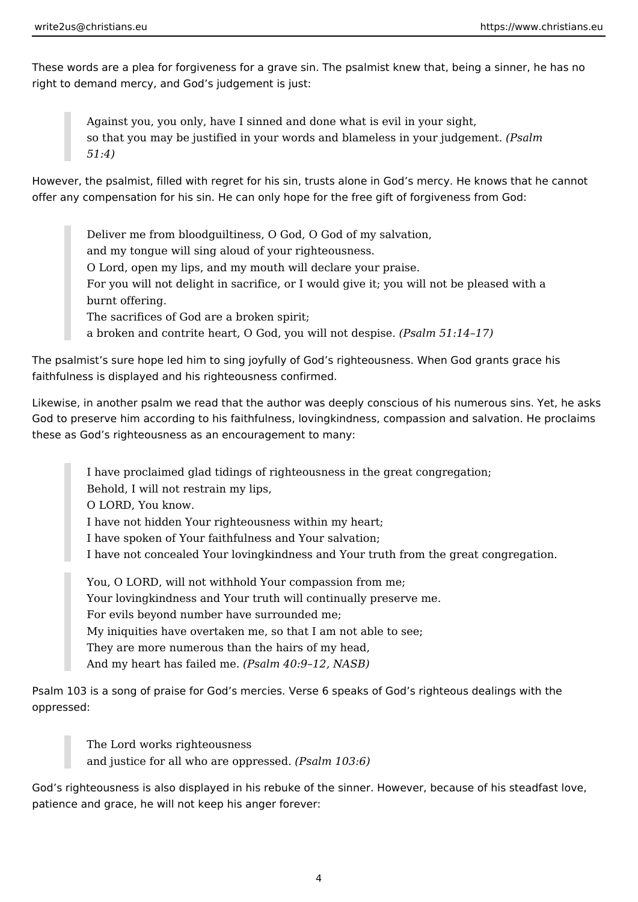These words are a plea for forgiveness for a grave sin. The psalmist knew that, being a sinner, he has no right to demand mercy, and God's judgement is just:

> Against you, you only, have I sinned and done what is evil in your sight,
> so that you may be justified in your words and blameless in your judgement. *(Psalm 51:4)*

However, the psalmist, filled with regret for his sin, trusts alone in God's mercy. He knows that he cannot offer any compensation for his sin. He can only hope for the free gift of forgiveness from God:

> Deliver me from bloodguiltiness, O God, O God of my salvation,
> and my tongue will sing aloud of your righteousness.
> O Lord, open my lips, and my mouth will declare your praise.
> For you will not delight in sacrifice, or I would give it; you will not be pleased with a burnt offering.
> The sacrifices of God are a broken spirit;
> a broken and contrite heart, O God, you will not despise. *(Psalm 51:14–17)*

The psalmist's sure hope led him to sing joyfully of God's righteousness. When God grants grace his faithfulness is displayed and his righteousness confirmed.

Likewise, in another psalm we read that the author was deeply conscious of his numerous sins. Yet, he asks God to preserve him according to his faithfulness, lovingkindness, compassion and salvation. He proclaims these as God's righteousness as an encouragement to many:

> I have proclaimed glad tidings of righteousness in the great congregation;
> Behold, I will not restrain my lips,
> O LORD, You know.
> I have not hidden Your righteousness within my heart;
> I have spoken of Your faithfulness and Your salvation;
> I have not concealed Your lovingkindness and Your truth from the great congregation.

> You, O LORD, will not withhold Your compassion from me;
> Your lovingkindness and Your truth will continually preserve me.
> For evils beyond number have surrounded me;
> My iniquities have overtaken me, so that I am not able to see;
> They are more numerous than the hairs of my head,
> And my heart has failed me. *(Psalm 40:9–12, NASB)*

Psalm 103 is a song of praise for God's mercies. Verse 6 speaks of God's righteous dealings with the oppressed:

> The Lord works righteousness
> and justice for all who are oppressed. *(Psalm 103:6)*

God's righteousness is also displayed in his rebuke of the sinner. However, because of his steadfast love, patience and grace, he will not keep his anger forever: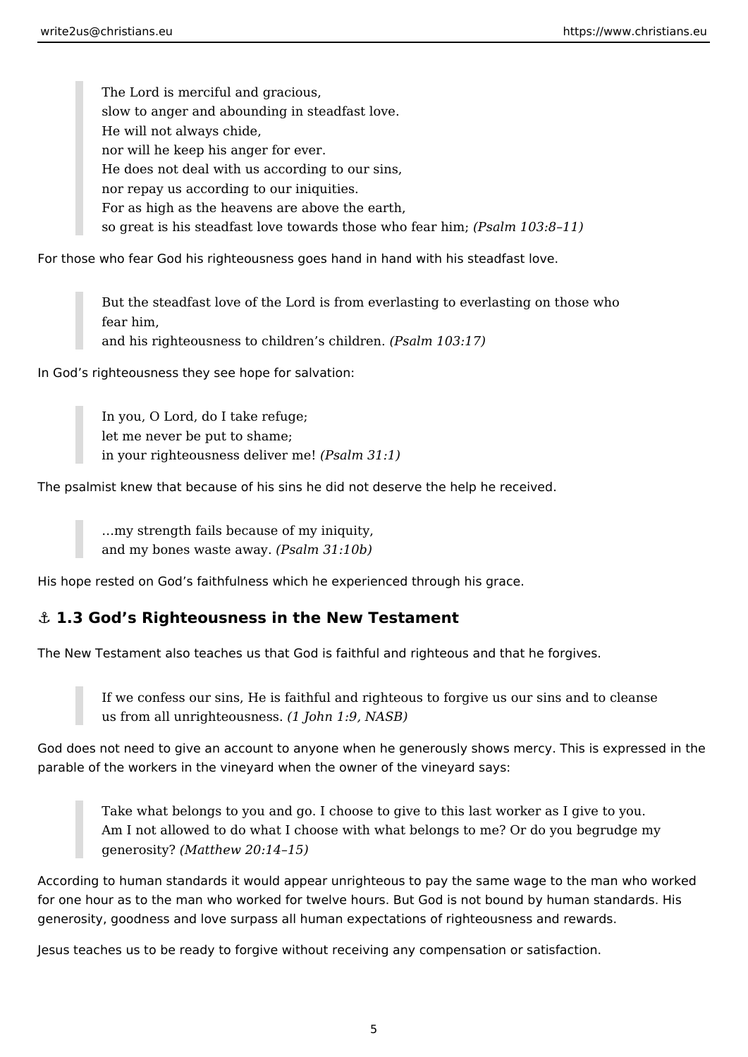> The Lord is merciful and gracious,
> slow to anger and abounding in steadfast love.
> He will not always chide,
> nor will he keep his anger for ever.
> He does not deal with us according to our sins,
> nor repay us according to our iniquities.
> For as high as the heavens are above the earth,
> so great is his steadfast love towards those who fear him; *(Psalm 103:8–11)*

For those who fear God his righteousness goes hand in hand with his steadfast love.

> But the steadfast love of the Lord is from everlasting to everlasting on those who fear him,
> and his righteousness to children's children. *(Psalm 103:17)*

In God's righteousness they see hope for salvation:

> In you, O Lord, do I take refuge;
> let me never be put to shame;
> in your righteousness deliver me! *(Psalm 31:1)*

The psalmist knew that because of his sins he did not deserve the help he received.

> …my strength fails because of my iniquity,
> and my bones waste away. *(Psalm 31:10b)*

His hope rested on God's faithfulness which he experienced through his grace.

## ⚓ 1.3 God's Righteousness in the New Testament

The New Testament also teaches us that God is faithful and righteous and that he forgives.

> If we confess our sins, He is faithful and righteous to forgive us our sins and to cleanse us from all unrighteousness. *(1 John 1:9, NASB)*

God does not need to give an account to anyone when he generously shows mercy. This is expressed in the parable of the workers in the vineyard when the owner of the vineyard says:

> Take what belongs to you and go. I choose to give to this last worker as I give to you. Am I not allowed to do what I choose with what belongs to me? Or do you begrudge my generosity? *(Matthew 20:14–15)*

According to human standards it would appear unrighteous to pay the same wage to the man who worked for one hour as to the man who worked for twelve hours. But God is not bound by human standards. His generosity, goodness and love surpass all human expectations of righteousness and rewards.

Jesus teaches us to be ready to forgive without receiving any compensation or satisfaction.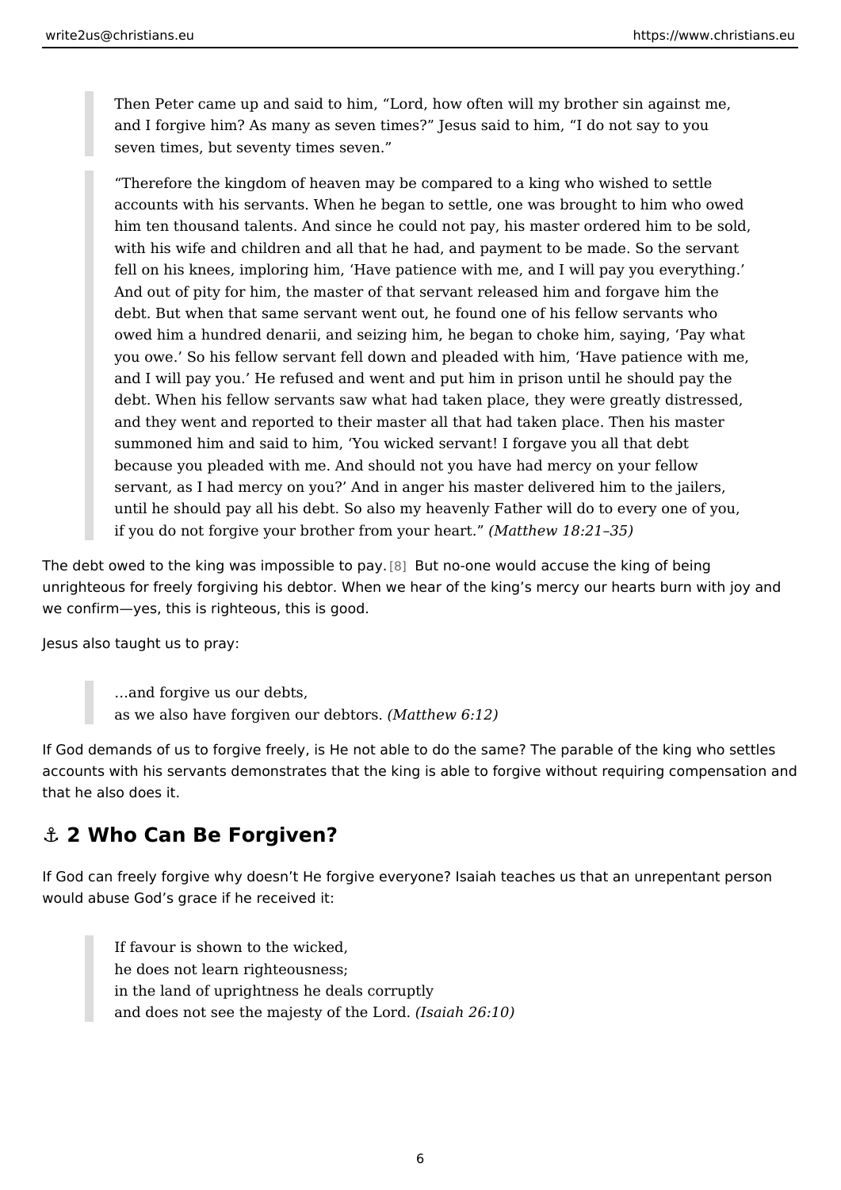> Then Peter came up and said to him, “Lord, how often will my brother sin against me, and I forgive him? As many as seven times?” Jesus said to him, “I do not say to you seven times, but seventy times seven.”

> “Therefore the kingdom of heaven may be compared to a king who wished to settle accounts with his servants. When he began to settle, one was brought to him who owed him ten thousand talents. And since he could not pay, his master ordered him to be sold, with his wife and children and all that he had, and payment to be made. So the servant fell on his knees, imploring him, ‘Have patience with me, and I will pay you everything.’ And out of pity for him, the master of that servant released him and forgave him the debt. But when that same servant went out, he found one of his fellow servants who owed him a hundred denarii, and seizing him, he began to choke him, saying, ‘Pay what you owe.’ So his fellow servant fell down and pleaded with him, ‘Have patience with me, and I will pay you.’ He refused and went and put him in prison until he should pay the debt. When his fellow servants saw what had taken place, they were greatly distressed, and they went and reported to their master all that had taken place. Then his master summoned him and said to him, ‘You wicked servant! I forgave you all that debt because you pleaded with me. And should not you have had mercy on your fellow servant, as I had mercy on you?’ And in anger his master delivered him to the jailers, until he should pay all his debt. So also my heavenly Father will do to every one of you, if you do not forgive your brother from your heart.” *(Matthew 18:21–35)*

The debt owed to the king was impossible to pay.[8] But no-one would accuse the king of being unrighteous for freely forgiving his debtor. When we hear of the king’s mercy our hearts burn with joy and we confirm—yes, this is righteous, this is good.

Jesus also taught us to pray:

> …and forgive us our debts,
> as we also have forgiven our debtors. *(Matthew 6:12)*

If God demands of us to forgive freely, is He not able to do the same? The parable of the king who settles accounts with his servants demonstrates that the king is able to forgive without requiring compensation and that he also does it.

## ⚓ 2 Who Can Be Forgiven?

If God can freely forgive why doesn’t He forgive everyone? Isaiah teaches us that an unrepentant person would abuse God’s grace if he received it:

> If favour is shown to the wicked,
> he does not learn righteousness;
> in the land of uprightness he deals corruptly
> and does not see the majesty of the Lord. *(Isaiah 26:10)*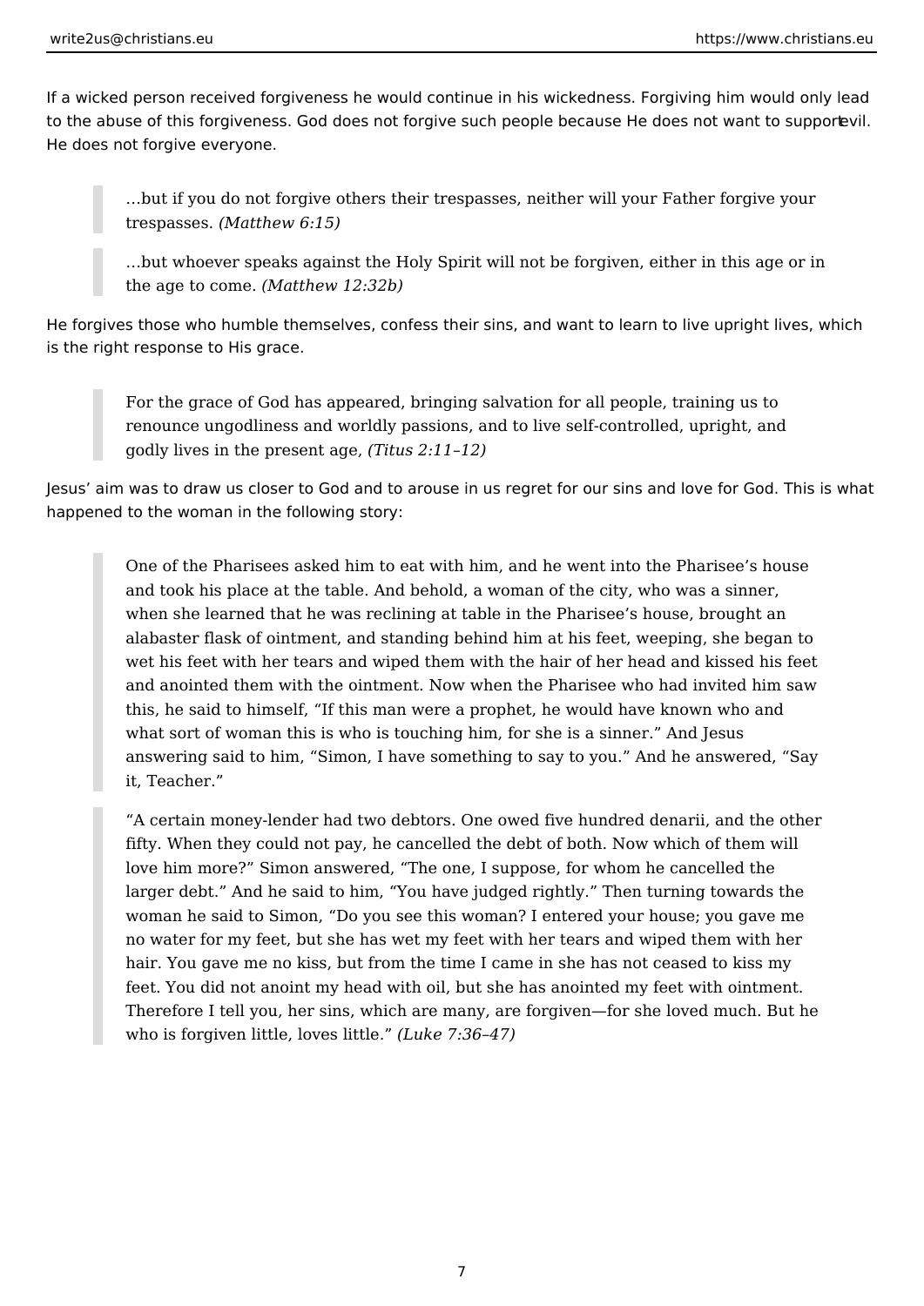If a wicked person received forgiveness he would continue in his wickedness. Forgiving him would only lead to the abuse of this forgiveness. God does not forgive such people because He does not want to support evil. He does not forgive everyone.

> …but if you do not forgive others their trespasses, neither will your Father forgive your trespasses. *(Matthew 6:15)*

> …but whoever speaks against the Holy Spirit will not be forgiven, either in this age or in the age to come. *(Matthew 12:32b)*

He forgives those who humble themselves, confess their sins, and want to learn to live upright lives, which is the right response to His grace.

> For the grace of God has appeared, bringing salvation for all people, training us to renounce ungodliness and worldly passions, and to live self-controlled, upright, and godly lives in the present age, *(Titus 2:11–12)*

Jesus' aim was to draw us closer to God and to arouse in us regret for our sins and love for God. This is what happened to the woman in the following story:

> One of the Pharisees asked him to eat with him, and he went into the Pharisee's house and took his place at the table. And behold, a woman of the city, who was a sinner, when she learned that he was reclining at table in the Pharisee's house, brought an alabaster flask of ointment, and standing behind him at his feet, weeping, she began to wet his feet with her tears and wiped them with the hair of her head and kissed his feet and anointed them with the ointment. Now when the Pharisee who had invited him saw this, he said to himself, "If this man were a prophet, he would have known who and what sort of woman this is who is touching him, for she is a sinner." And Jesus answering said to him, "Simon, I have something to say to you." And he answered, "Say it, Teacher."

> "A certain money-lender had two debtors. One owed five hundred denarii, and the other fifty. When they could not pay, he cancelled the debt of both. Now which of them will love him more?" Simon answered, "The one, I suppose, for whom he cancelled the larger debt." And he said to him, "You have judged rightly." Then turning towards the woman he said to Simon, "Do you see this woman? I entered your house; you gave me no water for my feet, but she has wet my feet with her tears and wiped them with her hair. You gave me no kiss, but from the time I came in she has not ceased to kiss my feet. You did not anoint my head with oil, but she has anointed my feet with ointment. Therefore I tell you, her sins, which are many, are forgiven—for she loved much. But he who is forgiven little, loves little." *(Luke 7:36–47)*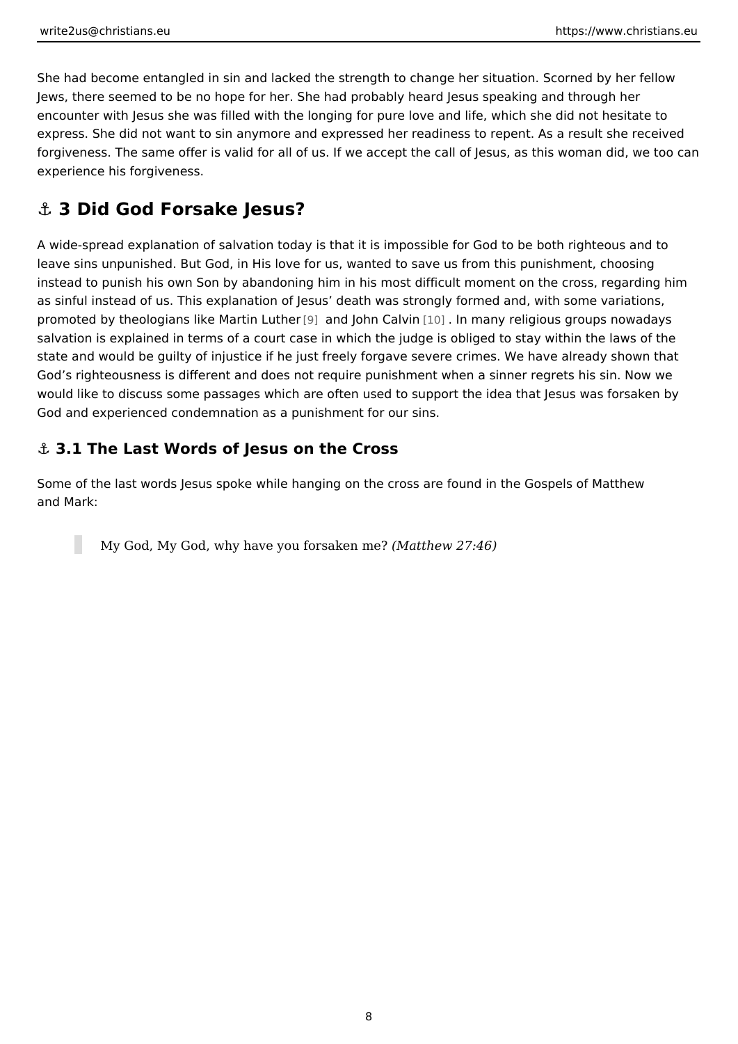She had become entangled in sin and lacked the strength to change her situation. Scorned by her fellow Jews, there seemed to be no hope for her. She had probably heard Jesus speaking and through her encounter with Jesus she was filled with the longing for pure love and life, which she did not hesitate to express. She did not want to sin anymore and expressed her readiness to repent. As a result she received forgiveness. The same offer is valid for all of us. If we accept the call of Jesus, as this woman did, we too can experience his forgiveness.

## ⚓ 3 Did God Forsake Jesus?

A wide-spread explanation of salvation today is that it is impossible for God to be both righteous and to leave sins unpunished. But God, in His love for us, wanted to save us from this punishment, choosing instead to punish his own Son by abandoning him in his most difficult moment on the cross, regarding him as sinful instead of us. This explanation of Jesus' death was strongly formed and, with some variations, promoted by theologians like Martin Luther [9] and John Calvin [10] . In many religious groups nowadays salvation is explained in terms of a court case in which the judge is obliged to stay within the laws of the state and would be guilty of injustice if he just freely forgave severe crimes. We have already shown that God's righteousness is different and does not require punishment when a sinner regrets his sin. Now we would like to discuss some passages which are often used to support the idea that Jesus was forsaken by God and experienced condemnation as a punishment for our sins.

### ⚓ 3.1 The Last Words of Jesus on the Cross

Some of the last words Jesus spoke while hanging on the cross are found in the Gospels of Matthew and Mark:

> My God, My God, why have you forsaken me? *(Matthew 27:46)*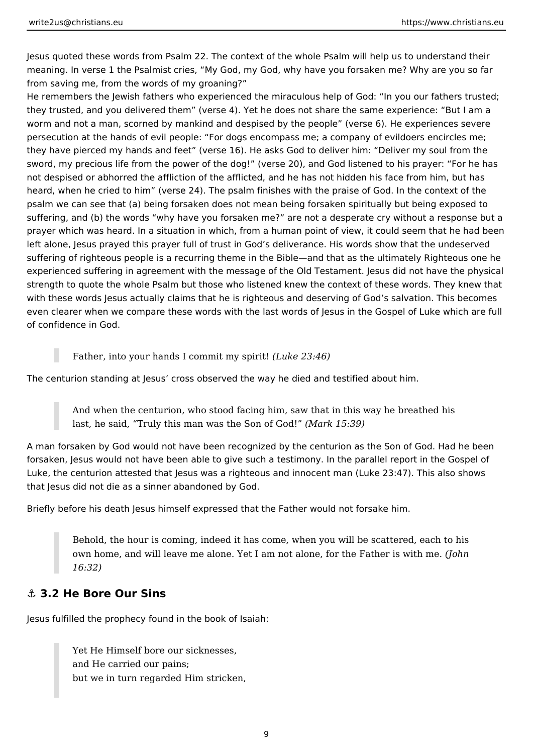Jesus quoted these words from Psalm 22. The context of the whole Psalm will help us to understand their meaning. In verse 1 the Psalmist cries, “My God, my God, why have you forsaken me? Why are you so far from saving me, from the words of my groaning?”

He remembers the Jewish fathers who experienced the miraculous help of God: “In you our fathers trusted; they trusted, and you delivered them” (verse 4). Yet he does not share the same experience: “But I am a worm and not a man, scorned by mankind and despised by the people” (verse 6). He experiences severe persecution at the hands of evil people: “For dogs encompass me; a company of evildoers encircles me; they have pierced my hands and feet” (verse 16). He asks God to deliver him: “Deliver my soul from the sword, my precious life from the power of the dog!” (verse 20), and God listened to his prayer: “For he has not despised or abhorred the affliction of the afflicted, and he has not hidden his face from him, but has heard, when he cried to him” (verse 24). The psalm finishes with the praise of God. In the context of the psalm we can see that (a) being forsaken does not mean being forsaken spiritually but being exposed to suffering, and (b) the words “why have you forsaken me?” are not a desperate cry without a response but a prayer which was heard. In a situation in which, from a human point of view, it could seem that he had been left alone, Jesus prayed this prayer full of trust in God’s deliverance. His words show that the undeserved suffering of righteous people is a recurring theme in the Bible—and that as the ultimately Righteous one he experienced suffering in agreement with the message of the Old Testament. Jesus did not have the physical strength to quote the whole Psalm but those who listened knew the context of these words. They knew that with these words Jesus actually claims that he is righteous and deserving of God’s salvation. This becomes even clearer when we compare these words with the last words of Jesus in the Gospel of Luke which are full of confidence in God.

> Father, into your hands I commit my spirit! *(Luke 23:46)*

The centurion standing at Jesus’ cross observed the way he died and testified about him.

> And when the centurion, who stood facing him, saw that in this way he breathed his last, he said, “Truly this man was the Son of God!” *(Mark 15:39)*

A man forsaken by God would not have been recognized by the centurion as the Son of God. Had he been forsaken, Jesus would not have been able to give such a testimony. In the parallel report in the Gospel of Luke, the centurion attested that Jesus was a righteous and innocent man (Luke 23:47). This also shows that Jesus did not die as a sinner abandoned by God.

Briefly before his death Jesus himself expressed that the Father would not forsake him.

> Behold, the hour is coming, indeed it has come, when you will be scattered, each to his own home, and will leave me alone. Yet I am not alone, for the Father is with me. *(John 16:32)*

## ⚓ 3.2 He Bore Our Sins

Jesus fulfilled the prophecy found in the book of Isaiah:

> Yet He Himself bore our sicknesses,
> and He carried our pains;
> but we in turn regarded Him stricken,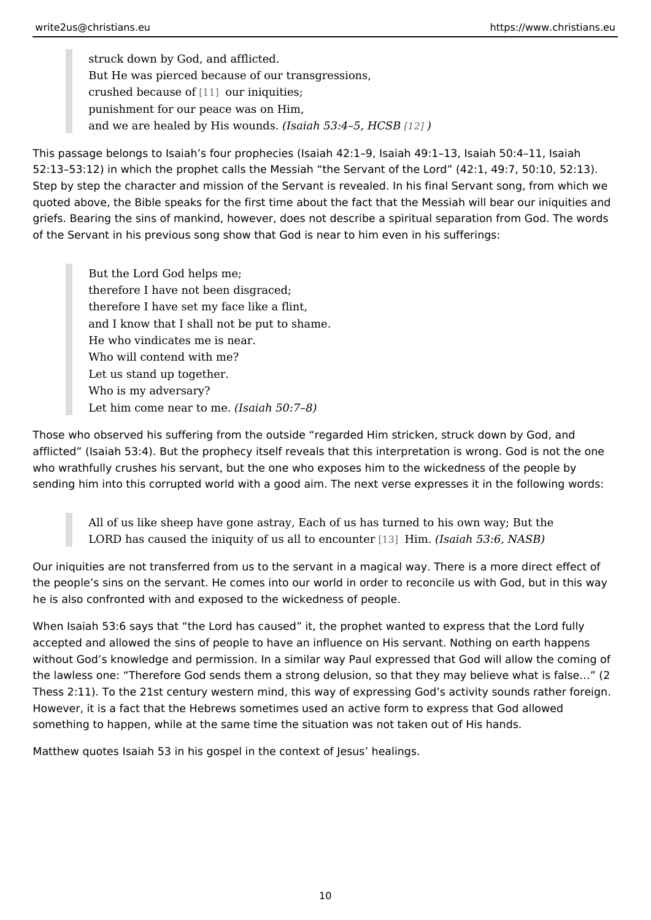> struck down by God, and afflicted.
> But He was pierced because of our transgressions,
> crushed because of [11] our iniquities;
> punishment for our peace was on Him,
> and we are healed by His wounds. *(Isaiah 53:4–5, HCSB [12] )*

This passage belongs to Isaiah's four prophecies (Isaiah 42:1–9, Isaiah 49:1–13, Isaiah 50:4–11, Isaiah 52:13–53:12) in which the prophet calls the Messiah "the Servant of the Lord" (42:1, 49:7, 50:10, 52:13). Step by step the character and mission of the Servant is revealed. In his final Servant song, from which we quoted above, the Bible speaks for the first time about the fact that the Messiah will bear our iniquities and griefs. Bearing the sins of mankind, however, does not describe a spiritual separation from God. The words of the Servant in his previous song show that God is near to him even in his sufferings:

> But the Lord God helps me;
> therefore I have not been disgraced;
> therefore I have set my face like a flint,
> and I know that I shall not be put to shame.
> He who vindicates me is near.
> Who will contend with me?
> Let us stand up together.
> Who is my adversary?
> Let him come near to me. *(Isaiah 50:7–8)*

Those who observed his suffering from the outside "regarded Him stricken, struck down by God, and afflicted" (Isaiah 53:4). But the prophecy itself reveals that this interpretation is wrong. God is not the one who wrathfully crushes his servant, but the one who exposes him to the wickedness of the people by sending him into this corrupted world with a good aim. The next verse expresses it in the following words:

> All of us like sheep have gone astray, Each of us has turned to his own way; But the LORD has caused the iniquity of us all to encounter [13] Him. *(Isaiah 53:6, NASB)*

Our iniquities are not transferred from us to the servant in a magical way. There is a more direct effect of the people's sins on the servant. He comes into our world in order to reconcile us with God, but in this way he is also confronted with and exposed to the wickedness of people.

When Isaiah 53:6 says that "the Lord has caused" it, the prophet wanted to express that the Lord fully accepted and allowed the sins of people to have an influence on His servant. Nothing on earth happens without God's knowledge and permission. In a similar way Paul expressed that God will allow the coming of the lawless one: "Therefore God sends them a strong delusion, so that they may believe what is false…" (2 Thess 2:11). To the 21st century western mind, this way of expressing God's activity sounds rather foreign. However, it is a fact that the Hebrews sometimes used an active form to express that God allowed something to happen, while at the same time the situation was not taken out of His hands.

Matthew quotes Isaiah 53 in his gospel in the context of Jesus' healings.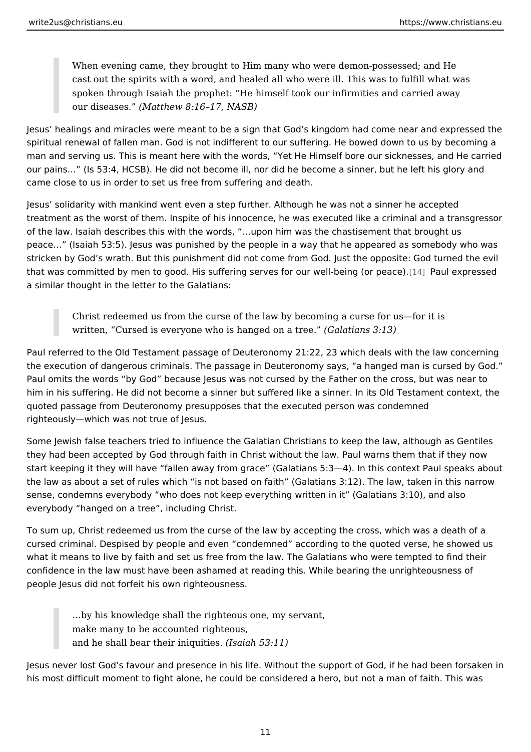> When evening came, they brought to Him many who were demon-possessed; and He cast out the spirits with a word, and healed all who were ill. This was to fulfill what was spoken through Isaiah the prophet: "He himself took our infirmities and carried away our diseases." *(Matthew 8:16–17, NASB)*

Jesus' healings and miracles were meant to be a sign that God's kingdom had come near and expressed the spiritual renewal of fallen man. God is not indifferent to our suffering. He bowed down to us by becoming a man and serving us. This is meant here with the words, "Yet He Himself bore our sicknesses, and He carried our pains…" (Is 53:4, HCSB). He did not become ill, nor did he become a sinner, but he left his glory and came close to us in order to set us free from suffering and death.

Jesus' solidarity with mankind went even a step further. Although he was not a sinner he accepted treatment as the worst of them. Inspite of his innocence, he was executed like a criminal and a transgressor of the law. Isaiah describes this with the words, "…upon him was the chastisement that brought us peace…" (Isaiah 53:5). Jesus was punished by the people in a way that he appeared as somebody who was stricken by God's wrath. But this punishment did not come from God. Just the opposite: God turned the evil that was committed by men to good. His suffering serves for our well-being (or peace).[14] Paul expressed a similar thought in the letter to the Galatians:

> Christ redeemed us from the curse of the law by becoming a curse for us—for it is written, "Cursed is everyone who is hanged on a tree." *(Galatians 3:13)*

Paul referred to the Old Testament passage of Deuteronomy 21:22, 23 which deals with the law concerning the execution of dangerous criminals. The passage in Deuteronomy says, "a hanged man is cursed by God." Paul omits the words "by God" because Jesus was not cursed by the Father on the cross, but was near to him in his suffering. He did not become a sinner but suffered like a sinner. In its Old Testament context, the quoted passage from Deuteronomy presupposes that the executed person was condemned righteously—which was not true of Jesus.

Some Jewish false teachers tried to influence the Galatian Christians to keep the law, although as Gentiles they had been accepted by God through faith in Christ without the law. Paul warns them that if they now start keeping it they will have "fallen away from grace" (Galatians 5:3—4). In this context Paul speaks about the law as about a set of rules which "is not based on faith" (Galatians 3:12). The law, taken in this narrow sense, condemns everybody "who does not keep everything written in it" (Galatians 3:10), and also everybody "hanged on a tree", including Christ.

To sum up, Christ redeemed us from the curse of the law by accepting the cross, which was a death of a cursed criminal. Despised by people and even "condemned" according to the quoted verse, he showed us what it means to live by faith and set us free from the law. The Galatians who were tempted to find their confidence in the law must have been ashamed at reading this. While bearing the unrighteousness of people Jesus did not forfeit his own righteousness.

> …by his knowledge shall the righteous one, my servant,
> make many to be accounted righteous,
> and he shall bear their iniquities. *(Isaiah 53:11)*

Jesus never lost God's favour and presence in his life. Without the support of God, if he had been forsaken in his most difficult moment to fight alone, he could be considered a hero, but not a man of faith. This was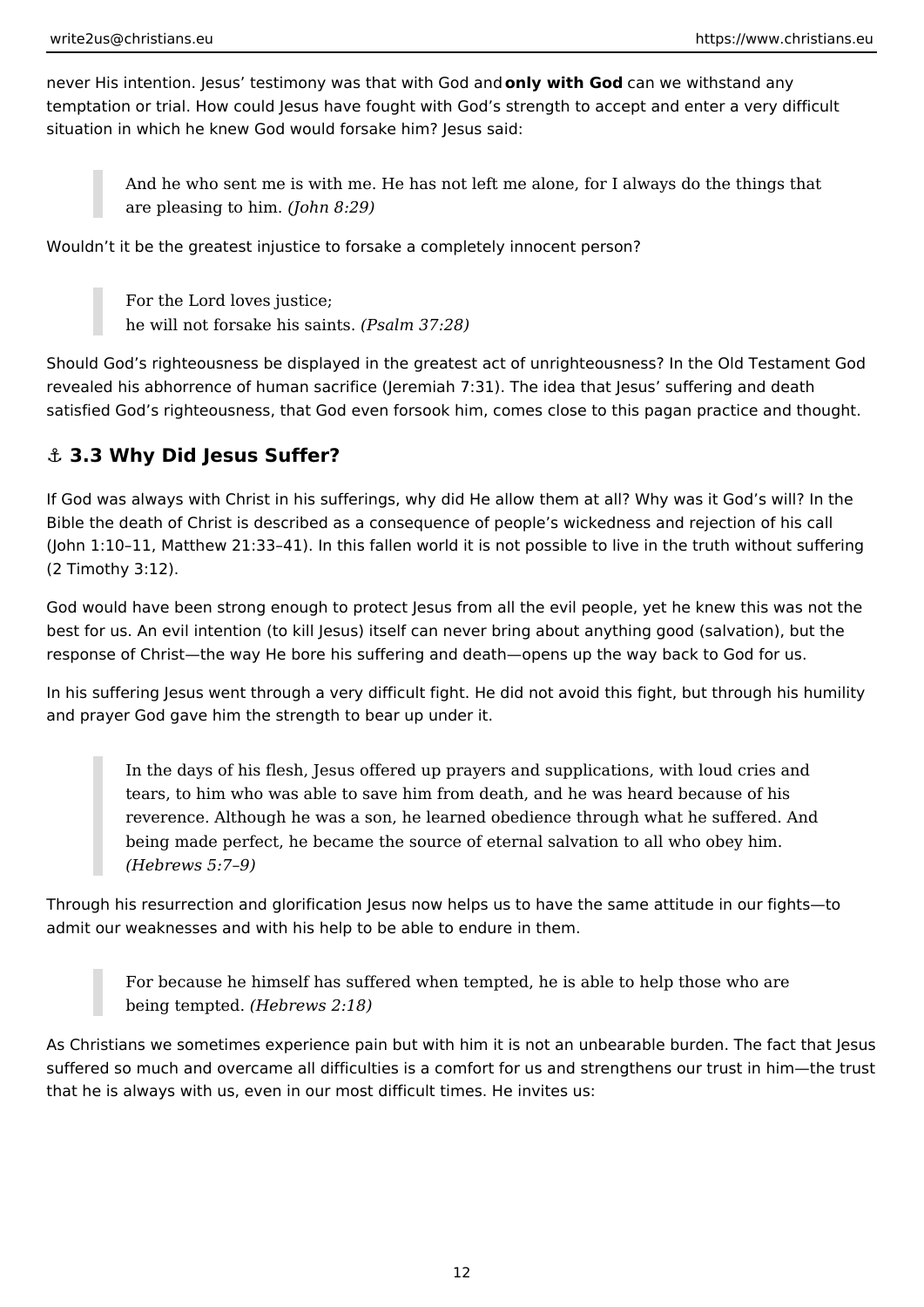never His intention. Jesus' testimony was that with God and **only with God** can we withstand any temptation or trial. How could Jesus have fought with God's strength to accept and enter a very difficult situation in which he knew God would forsake him? Jesus said:

> And he who sent me is with me. He has not left me alone, for I always do the things that are pleasing to him. *(John 8:29)*

Wouldn't it be the greatest injustice to forsake a completely innocent person?

> For the Lord loves justice;
> he will not forsake his saints. *(Psalm 37:28)*

Should God's righteousness be displayed in the greatest act of unrighteousness? In the Old Testament God revealed his abhorrence of human sacrifice (Jeremiah 7:31). The idea that Jesus' suffering and death satisfied God's righteousness, that God even forsook him, comes close to this pagan practice and thought.

## ⚓ 3.3 Why Did Jesus Suffer?

If God was always with Christ in his sufferings, why did He allow them at all? Why was it God's will? In the Bible the death of Christ is described as a consequence of people's wickedness and rejection of his call (John 1:10–11, Matthew 21:33–41). In this fallen world it is not possible to live in the truth without suffering (2 Timothy 3:12).

God would have been strong enough to protect Jesus from all the evil people, yet he knew this was not the best for us. An evil intention (to kill Jesus) itself can never bring about anything good (salvation), but the response of Christ—the way He bore his suffering and death—opens up the way back to God for us.

In his suffering Jesus went through a very difficult fight. He did not avoid this fight, but through his humility and prayer God gave him the strength to bear up under it.

> In the days of his flesh, Jesus offered up prayers and supplications, with loud cries and tears, to him who was able to save him from death, and he was heard because of his reverence. Although he was a son, he learned obedience through what he suffered. And being made perfect, he became the source of eternal salvation to all who obey him. *(Hebrews 5:7–9)*

Through his resurrection and glorification Jesus now helps us to have the same attitude in our fights—to admit our weaknesses and with his help to be able to endure in them.

> For because he himself has suffered when tempted, he is able to help those who are being tempted. *(Hebrews 2:18)*

As Christians we sometimes experience pain but with him it is not an unbearable burden. The fact that Jesus suffered so much and overcame all difficulties is a comfort for us and strengthens our trust in him—the trust that he is always with us, even in our most difficult times. He invites us: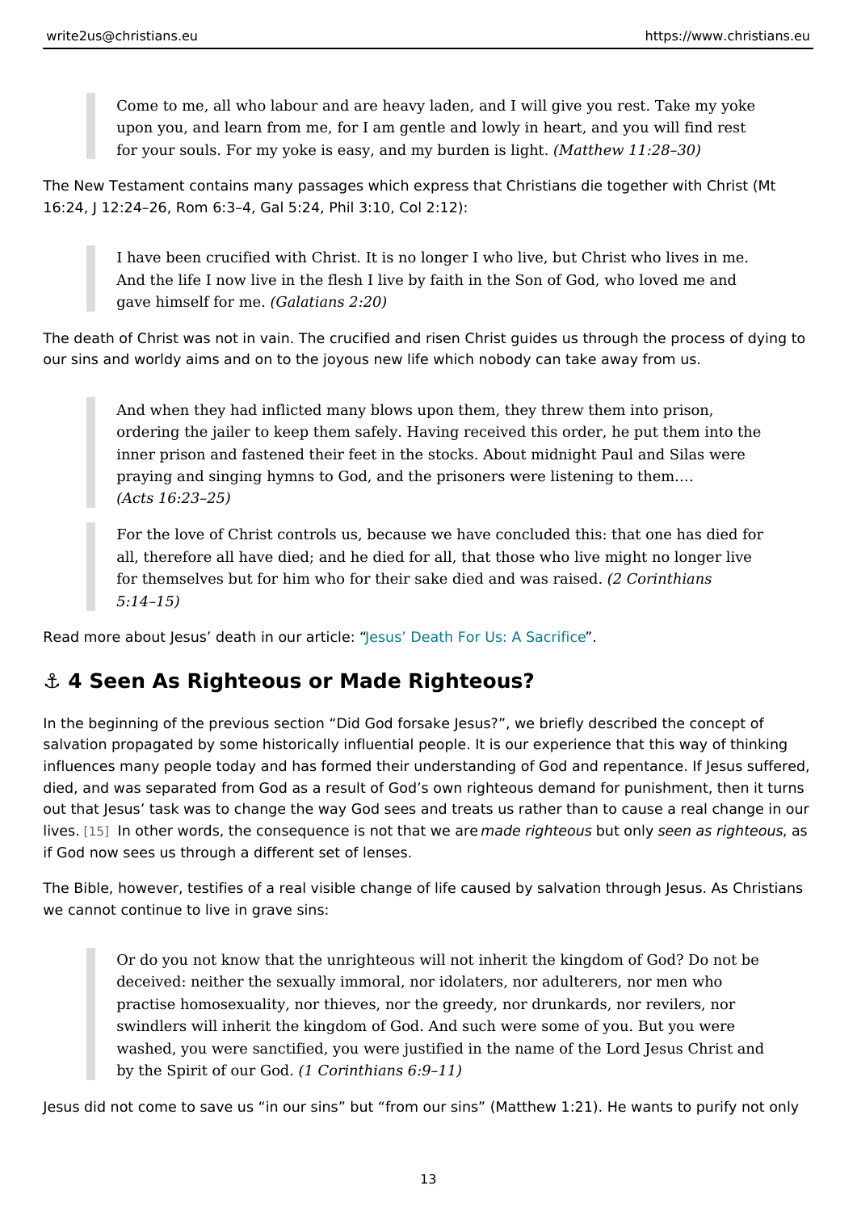> Come to me, all who labour and are heavy laden, and I will give you rest. Take my yoke upon you, and learn from me, for I am gentle and lowly in heart, and you will find rest for your souls. For my yoke is easy, and my burden is light. *(Matthew 11:28–30)*

The New Testament contains many passages which express that Christians die together with Christ (Mt 16:24, J 12:24–26, Rom 6:3–4, Gal 5:24, Phil 3:10, Col 2:12):

> I have been crucified with Christ. It is no longer I who live, but Christ who lives in me. And the life I now live in the flesh I live by faith in the Son of God, who loved me and gave himself for me. *(Galatians 2:20)*

The death of Christ was not in vain. The crucified and risen Christ guides us through the process of dying to our sins and worldy aims and on to the joyous new life which nobody can take away from us.

> And when they had inflicted many blows upon them, they threw them into prison, ordering the jailer to keep them safely. Having received this order, he put them into the inner prison and fastened their feet in the stocks. About midnight Paul and Silas were praying and singing hymns to God, and the prisoners were listening to them.… *(Acts 16:23–25)*

> For the love of Christ controls us, because we have concluded this: that one has died for all, therefore all have died; and he died for all, that those who live might no longer live for themselves but for him who for their sake died and was raised. *(2 Corinthians 5:14–15)*

Read more about Jesus' death in our article: "Jesus' Death For Us: A Sacrifice".

## ⚓ 4 Seen As Righteous or Made Righteous?

In the beginning of the previous section "Did God forsake Jesus?", we briefly described the concept of salvation propagated by some historically influential people. It is our experience that this way of thinking influences many people today and has formed their understanding of God and repentance. If Jesus suffered, died, and was separated from God as a result of God's own righteous demand for punishment, then it turns out that Jesus' task was to change the way God sees and treats us rather than to cause a real change in our lives. [15] In other words, the consequence is not that we are *made righteous* but only *seen as righteous*, as if God now sees us through a different set of lenses.

The Bible, however, testifies of a real visible change of life caused by salvation through Jesus. As Christians we cannot continue to live in grave sins:

> Or do you not know that the unrighteous will not inherit the kingdom of God? Do not be deceived: neither the sexually immoral, nor idolaters, nor adulterers, nor men who practise homosexuality, nor thieves, nor the greedy, nor drunkards, nor revilers, nor swindlers will inherit the kingdom of God. And such were some of you. But you were washed, you were sanctified, you were justified in the name of the Lord Jesus Christ and by the Spirit of our God. *(1 Corinthians 6:9–11)*

Jesus did not come to save us "in our sins" but "from our sins" (Matthew 1:21). He wants to purify not only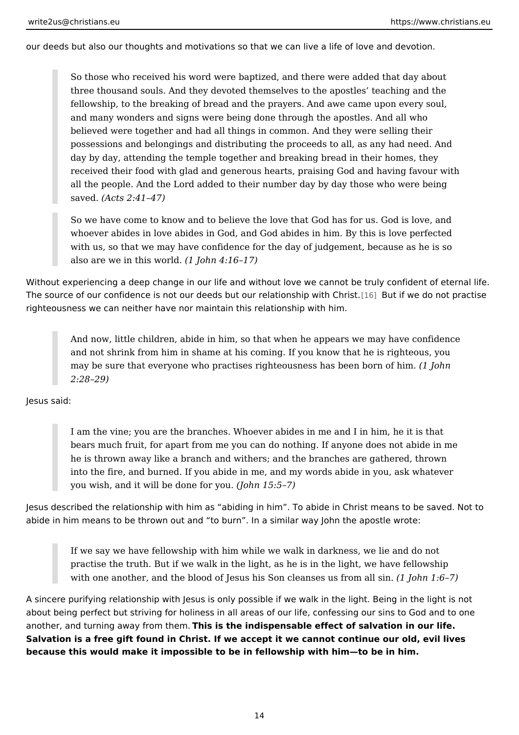our deeds but also our thoughts and motivations so that we can live a life of love and devotion.

> So those who received his word were baptized, and there were added that day about three thousand souls. And they devoted themselves to the apostles' teaching and the fellowship, to the breaking of bread and the prayers. And awe came upon every soul, and many wonders and signs were being done through the apostles. And all who believed were together and had all things in common. And they were selling their possessions and belongings and distributing the proceeds to all, as any had need. And day by day, attending the temple together and breaking bread in their homes, they received their food with glad and generous hearts, praising God and having favour with all the people. And the Lord added to their number day by day those who were being saved. *(Acts 2:41–47)*

> So we have come to know and to believe the love that God has for us. God is love, and whoever abides in love abides in God, and God abides in him. By this is love perfected with us, so that we may have confidence for the day of judgement, because as he is so also are we in this world. *(1 John 4:16–17)*

Without experiencing a deep change in our life and without love we cannot be truly confident of eternal life. The source of our confidence is not our deeds but our relationship with Christ.[16] But if we do not practise righteousness we can neither have nor maintain this relationship with him.

> And now, little children, abide in him, so that when he appears we may have confidence and not shrink from him in shame at his coming. If you know that he is righteous, you may be sure that everyone who practises righteousness has been born of him. *(1 John 2:28–29)*

Jesus said:

> I am the vine; you are the branches. Whoever abides in me and I in him, he it is that bears much fruit, for apart from me you can do nothing. If anyone does not abide in me he is thrown away like a branch and withers; and the branches are gathered, thrown into the fire, and burned. If you abide in me, and my words abide in you, ask whatever you wish, and it will be done for you. *(John 15:5–7)*

Jesus described the relationship with him as "abiding in him". To abide in Christ means to be saved. Not to abide in him means to be thrown out and "to burn". In a similar way John the apostle wrote:

> If we say we have fellowship with him while we walk in darkness, we lie and do not practise the truth. But if we walk in the light, as he is in the light, we have fellowship with one another, and the blood of Jesus his Son cleanses us from all sin. *(1 John 1:6–7)*

A sincere purifying relationship with Jesus is only possible if we walk in the light. Being in the light is not about being perfect but striving for holiness in all areas of our life, confessing our sins to God and to one another, and turning away from them. **This is the indispensable effect of salvation in our life. Salvation is a free gift found in Christ. If we accept it we cannot continue our old, evil lives because this would make it impossible to be in fellowship with him—to be in him.**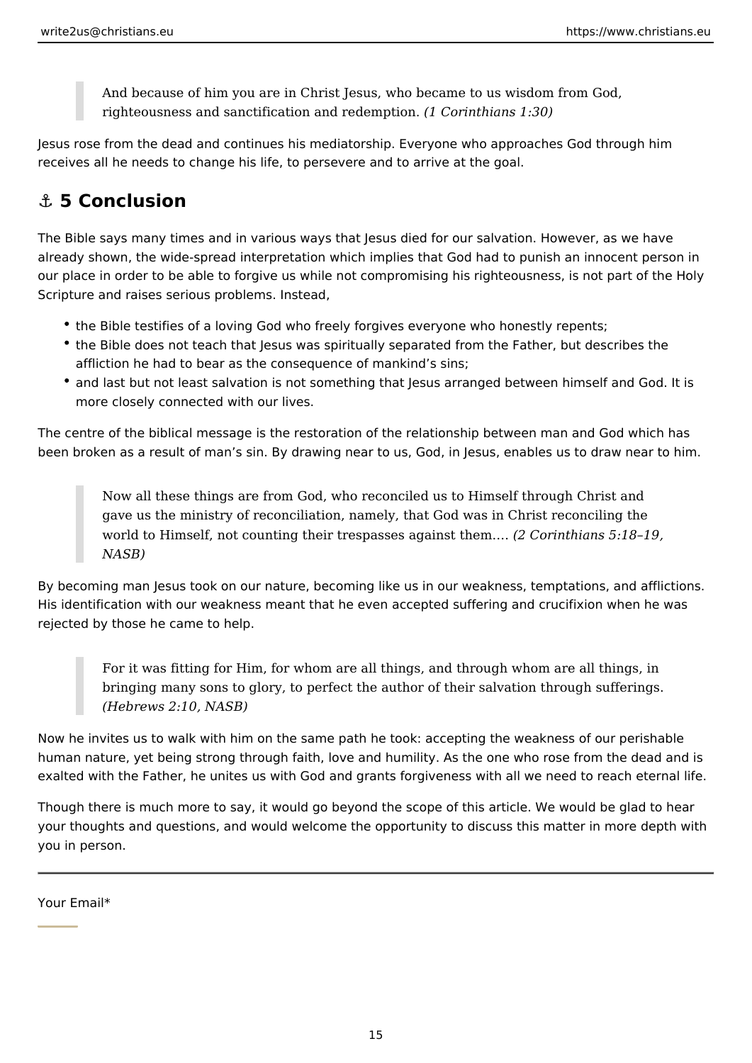> And because of him you are in Christ Jesus, who became to us wisdom from God, righteousness and sanctification and redemption. *(1 Corinthians 1:30)*

Jesus rose from the dead and continues his mediatorship. Everyone who approaches God through him receives all he needs to change his life, to persevere and to arrive at the goal.

## ⚓ 5 Conclusion

The Bible says many times and in various ways that Jesus died for our salvation. However, as we have already shown, the wide-spread interpretation which implies that God had to punish an innocent person in our place in order to be able to forgive us while not compromising his righteousness, is not part of the Holy Scripture and raises serious problems. Instead,

- the Bible testifies of a loving God who freely forgives everyone who honestly repents;
- the Bible does not teach that Jesus was spiritually separated from the Father, but describes the affliction he had to bear as the consequence of mankind's sins;
- and last but not least salvation is not something that Jesus arranged between himself and God. It is more closely connected with our lives.

The centre of the biblical message is the restoration of the relationship between man and God which has been broken as a result of man's sin. By drawing near to us, God, in Jesus, enables us to draw near to him.

> Now all these things are from God, who reconciled us to Himself through Christ and gave us the ministry of reconciliation, namely, that God was in Christ reconciling the world to Himself, not counting their trespasses against them.… *(2 Corinthians 5:18–19, NASB)*

By becoming man Jesus took on our nature, becoming like us in our weakness, temptations, and afflictions. His identification with our weakness meant that he even accepted suffering and crucifixion when he was rejected by those he came to help.

> For it was fitting for Him, for whom are all things, and through whom are all things, in bringing many sons to glory, to perfect the author of their salvation through sufferings. *(Hebrews 2:10, NASB)*

Now he invites us to walk with him on the same path he took: accepting the weakness of our perishable human nature, yet being strong through faith, love and humility. As the one who rose from the dead and is exalted with the Father, he unites us with God and grants forgiveness with all we need to reach eternal life.

Though there is much more to say, it would go beyond the scope of this article. We would be glad to hear your thoughts and questions, and would welcome the opportunity to discuss this matter in more depth with you in person.

---

Your Email*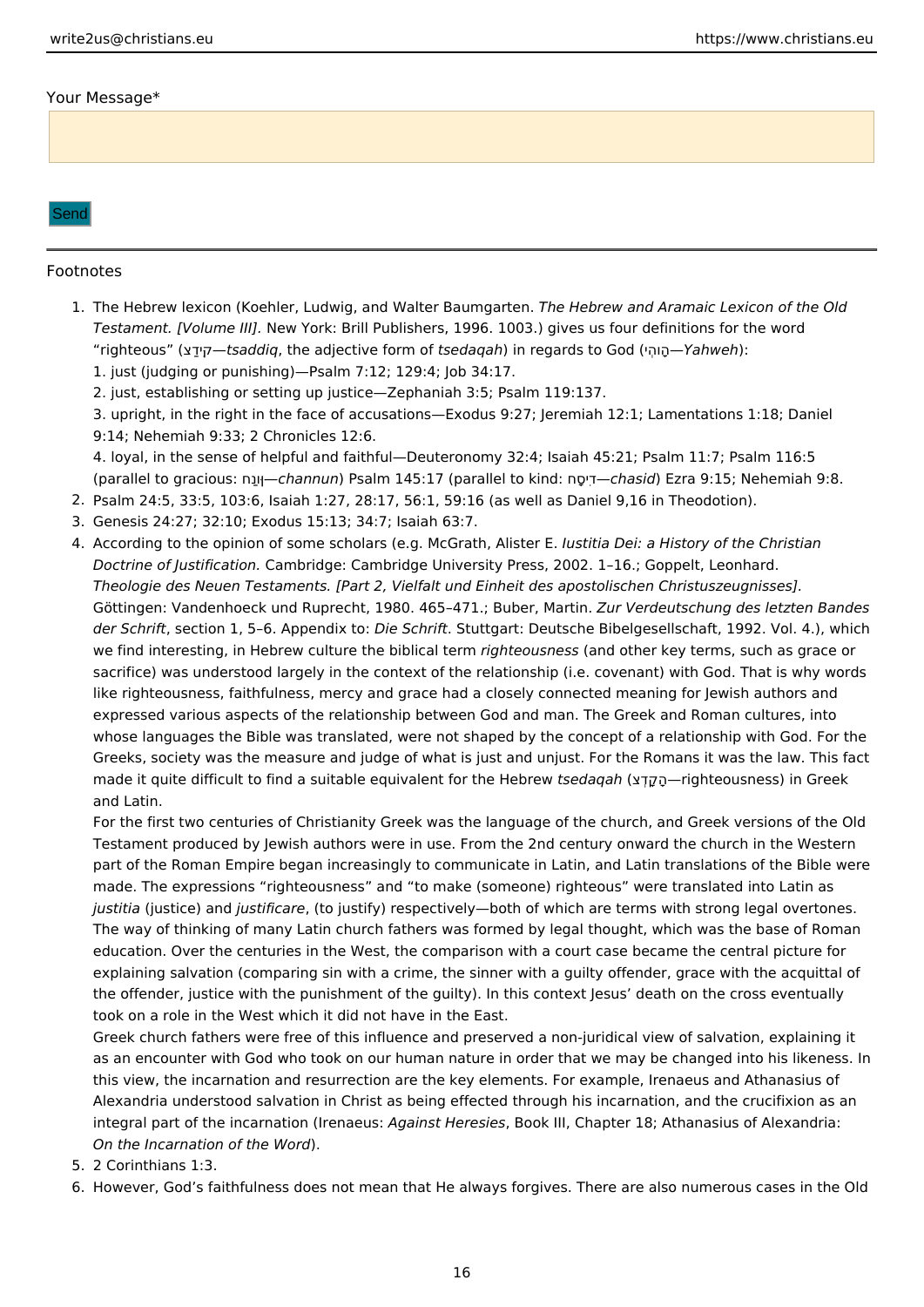Your Message*

Send

Footnotes

1. The Hebrew lexicon (Koehler, Ludwig, and Walter Baumgarten. *The Hebrew and Aramaic Lexicon of the Old Testament. [Volume III].* New York: Brill Publishers, 1996. 1003.) gives us four definitions for the word "righteous" (צַדִּיק—*tsaddiq*, the adjective form of *tsedaqah*) in regards to God (יְהוָה—*Yahweh*):
   1. just (judging or punishing)—Psalm 7:12; 129:4; Job 34:17.
   2. just, establishing or setting up justice—Zephaniah 3:5; Psalm 119:137.
   3. upright, in the right in the face of accusations—Exodus 9:27; Jeremiah 12:1; Lamentations 1:18; Daniel 9:14; Nehemiah 9:33; 2 Chronicles 12:6.
   4. loyal, in the sense of helpful and faithful—Deuteronomy 32:4; Isaiah 45:21; Psalm 11:7; Psalm 116:5 (parallel to gracious: חַנּוּן—*channun*) Psalm 145:17 (parallel to kind: חָסִיד—*chasid*) Ezra 9:15; Nehemiah 9:8.
2. Psalm 24:5, 33:5, 103:6, Isaiah 1:27, 28:17, 56:1, 59:16 (as well as Daniel 9,16 in Theodotion).
3. Genesis 24:27; 32:10; Exodus 15:13; 34:7; Isaiah 63:7.
4. According to the opinion of some scholars (e.g. McGrath, Alister E. *Iustitia Dei: a History of the Christian Doctrine of Justification.* Cambridge: Cambridge University Press, 2002. 1–16.; Goppelt, Leonhard. *Theologie des Neuen Testaments. [Part 2, Vielfalt und Einheit des apostolischen Christuszeugnisses].* Göttingen: Vandenhoeck und Ruprecht, 1980. 465–471.; Buber, Martin. *Zur Verdeutschung des letzten Bandes der Schrift*, section 1, 5–6. Appendix to: *Die Schrift*. Stuttgart: Deutsche Bibelgesellschaft, 1992. Vol. 4.), which we find interesting, in Hebrew culture the biblical term *righteousness* (and other key terms, such as grace or sacrifice) was understood largely in the context of the relationship (i.e. covenant) with God. That is why words like righteousness, faithfulness, mercy and grace had a closely connected meaning for Jewish authors and expressed various aspects of the relationship between God and man. The Greek and Roman cultures, into whose languages the Bible was translated, were not shaped by the concept of a relationship with God. For the Greeks, society was the measure and judge of what is just and unjust. For the Romans it was the law. This fact made it quite difficult to find a suitable equivalent for the Hebrew *tsedaqah* (צְדָקָה—righteousness) in Greek and Latin.

   For the first two centuries of Christianity Greek was the language of the church, and Greek versions of the Old Testament produced by Jewish authors were in use. From the 2nd century onward the church in the Western part of the Roman Empire began increasingly to communicate in Latin, and Latin translations of the Bible were made. The expressions "righteousness" and "to make (someone) righteous" were translated into Latin as *justitia* (justice) and *justificare*, (to justify) respectively—both of which are terms with strong legal overtones. The way of thinking of many Latin church fathers was formed by legal thought, which was the base of Roman education. Over the centuries in the West, the comparison with a court case became the central picture for explaining salvation (comparing sin with a crime, the sinner with a guilty offender, grace with the acquittal of the offender, justice with the punishment of the guilty). In this context Jesus' death on the cross eventually took on a role in the West which it did not have in the East.

   Greek church fathers were free of this influence and preserved a non-juridical view of salvation, explaining it as an encounter with God who took on our human nature in order that we may be changed into his likeness. In this view, the incarnation and resurrection are the key elements. For example, Irenaeus and Athanasius of Alexandria understood salvation in Christ as being effected through his incarnation, and the crucifixion as an integral part of the incarnation (Irenaeus: *Against Heresies*, Book III, Chapter 18; Athanasius of Alexandria: *On the Incarnation of the Word*).
5. 2 Corinthians 1:3.
6. However, God's faithfulness does not mean that He always forgives. There are also numerous cases in the Old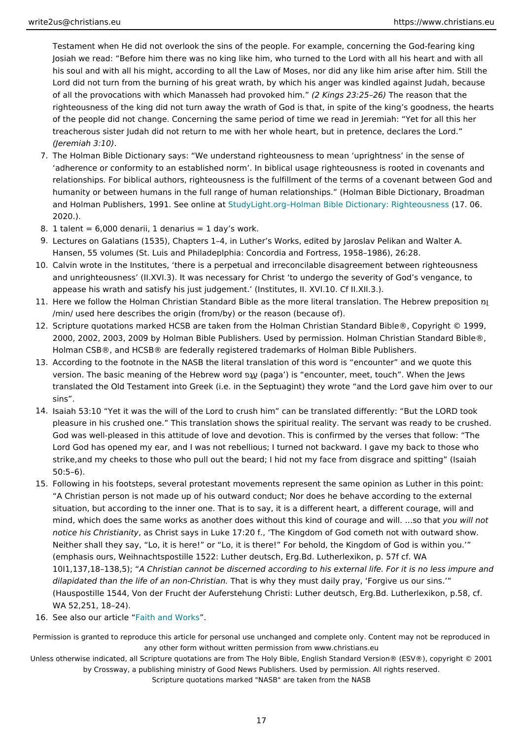Testament when He did not overlook the sins of the people. For example, concerning the God-fearing king Josiah we read: “Before him there was no king like him, who turned to the Lord with all his heart and with all his soul and with all his might, according to all the Law of Moses, nor did any like him arise after him. Still the Lord did not turn from the burning of his great wrath, by which his anger was kindled against Judah, because of all the provocations with which Manasseh had provoked him.” *(2 Kings 23:25–26)* The reason that the righteousness of the king did not turn away the wrath of God is that, in spite of the king’s goodness, the hearts of the people did not change. Concerning the same period of time we read in Jeremiah: “Yet for all this her treacherous sister Judah did not return to me with her whole heart, but in pretence, declares the Lord.” *(Jeremiah 3:10)*.

7. The Holman Bible Dictionary says: “We understand righteousness to mean ‘uprightness’ in the sense of ‘adherence or conformity to an established norm’. In biblical usage righteousness is rooted in covenants and relationships. For biblical authors, righteousness is the fulfillment of the terms of a covenant between God and humanity or between humans in the full range of human relationships.” (Holman Bible Dictionary, Broadman and Holman Publishers, 1991. See online at StudyLight.org–Holman Bible Dictionary: Righteousness (17. 06. 2020.).
8. 1 talent = 6,000 denarii, 1 denarius = 1 day’s work.
9. Lectures on Galatians (1535), Chapters 1–4, in Luther’s Works, edited by Jaroslav Pelikan and Walter A. Hansen, 55 volumes (St. Luis and Philadeplphia: Concordia and Fortress, 1958–1986), 26:28.
10. Calvin wrote in the Institutes, ‘there is a perpetual and irreconcilable disagreement between righteousness and unrighteousness’ (II.XVI.3). It was necessary for Christ ‘to undergo the severity of God’s vengance, to appease his wrath and satisfy his just judgement.’ (Institutes, II. XVI.10. Cf II.XII.3.).
11. Here we follow the Holman Christian Standard Bible as the more literal translation. The Hebrew preposition מִן /min/ used here describes the origin (from/by) or the reason (because of).
12. Scripture quotations marked HCSB are taken from the Holman Christian Standard Bible®, Copyright © 1999, 2000, 2002, 2003, 2009 by Holman Bible Publishers. Used by permission. Holman Christian Standard Bible®, Holman CSB®, and HCSB® are federally registered trademarks of Holman Bible Publishers.
13. According to the footnote in the NASB the literal translation of this word is “encounter” and we quote this version. The basic meaning of the Hebrew word פָּגַע (paga’) is “encounter, meet, touch”. When the Jews translated the Old Testament into Greek (i.e. in the Septuagint) they wrote “and the Lord gave him over to our sins”.
14. Isaiah 53:10 “Yet it was the will of the Lord to crush him” can be translated differently: “But the LORD took pleasure in his crushed one.” This translation shows the spiritual reality. The servant was ready to be crushed. God was well-pleased in this attitude of love and devotion. This is confirmed by the verses that follow: “The Lord God has opened my ear, and I was not rebellious; I turned not backward. I gave my back to those who strike,and my cheeks to those who pull out the beard; I hid not my face from disgrace and spitting” (Isaiah 50:5–6).
15. Following in his footsteps, several protestant movements represent the same opinion as Luther in this point: “A Christian person is not made up of his outward conduct; Nor does he behave according to the external situation, but according to the inner one. That is to say, it is a different heart, a different courage, will and mind, which does the same works as another does without this kind of courage and will. …so that *you will not notice his Christianity*, as Christ says in Luke 17:20 f., ‘The Kingdom of God cometh not with outward show. Neither shall they say, “Lo, it is here!” or “Lo, it is there!” For behold, the Kingdom of God is within you.’” (emphasis ours, Weihnachtspostille 1522: Luther deutsch, Erg.Bd. Lutherlexikon, p. 57f cf. WA 10I1,137,18–138,5); “*A Christian cannot be discerned according to his external life. For it is no less impure and dilapidated than the life of an non-Christian.* That is why they must daily pray, ‘Forgive us our sins.’” (Hauspostille 1544, Von der Frucht der Auferstehung Christi: Luther deutsch, Erg.Bd. Lutherlexikon, p.58, cf. WA 52,251, 18–24).
16. See also our article “Faith and Works”.

Permission is granted to reproduce this article for personal use unchanged and complete only. Content may not be reproduced in any other form without written permission from www.christians.eu

Unless otherwise indicated, all Scripture quotations are from The Holy Bible, English Standard Version® (ESV®), copyright © 2001 by Crossway, a publishing ministry of Good News Publishers. Used by permission. All rights reserved.

Scripture quotations marked "NASB" are taken from the NASB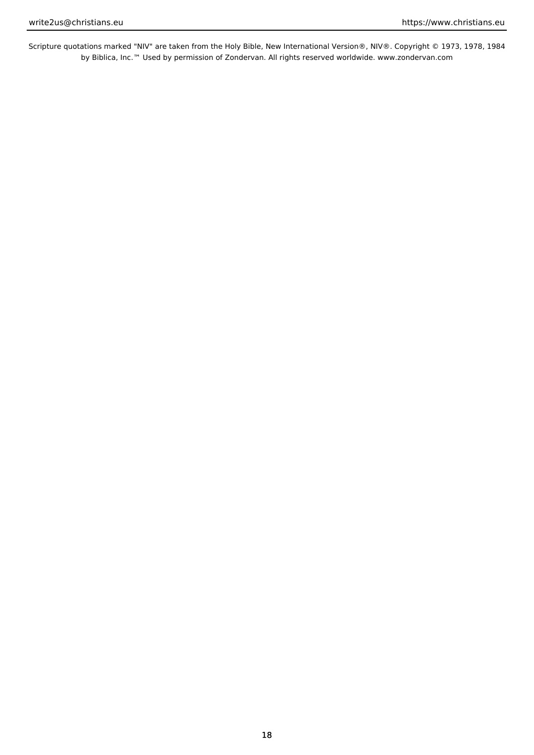Scripture quotations marked "NIV" are taken from the Holy Bible, New International Version®, NIV®. Copyright © 1973, 1978, 1984 by Biblica, Inc.™ Used by permission of Zondervan. All rights reserved worldwide. www.zondervan.com